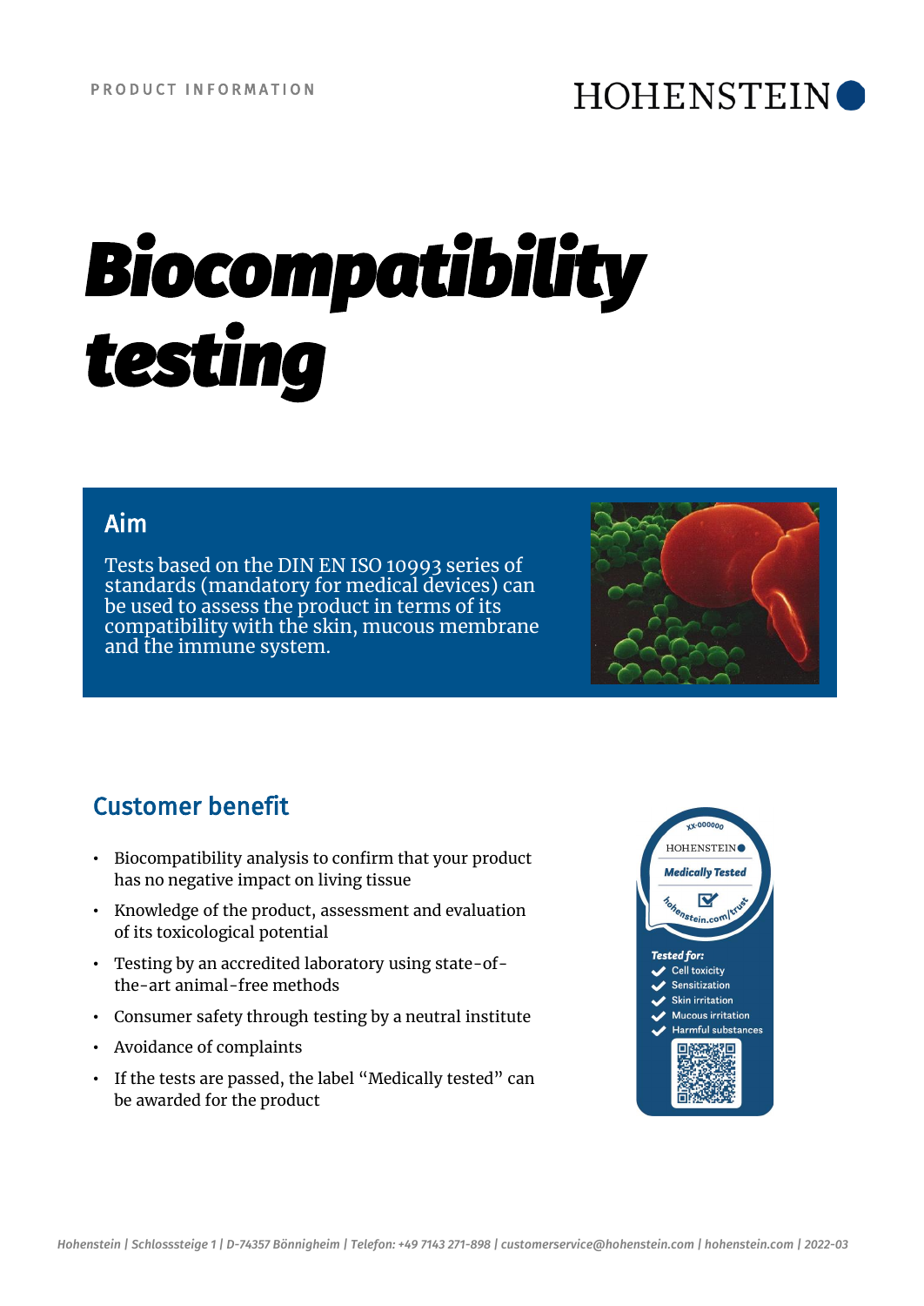PRODUCT INFORMATION

HOHENSTEIN

# Biocompatibility testing

## Aim

Tests based on the DIN EN ISO 10993 series of standards (mandatory for medical devices) can be used to assess the product in terms of its compatibility with the skin, mucous membrane and the immune system.

## Customer benefit

- Biocompatibility analysis to confirm that your product has no negative impact on living tissue
- Knowledge of the product, assessment and evaluation of its toxicological potential
- Testing by an accredited laboratory using state-of-the-art animal-free methods
- Consumer safety through testing by a neutral institute
- Avoidance of complaints
- If the tests are passed, the label "Medically tested" can be awarded for the product

XX-000000
HOHENSTEIN
Medically Tested
hohenstein.com/trust

*Tested for:*
- Cell toxicity
- Sensitization
- Skin irritation
- Mucous irritation
- Harmful substances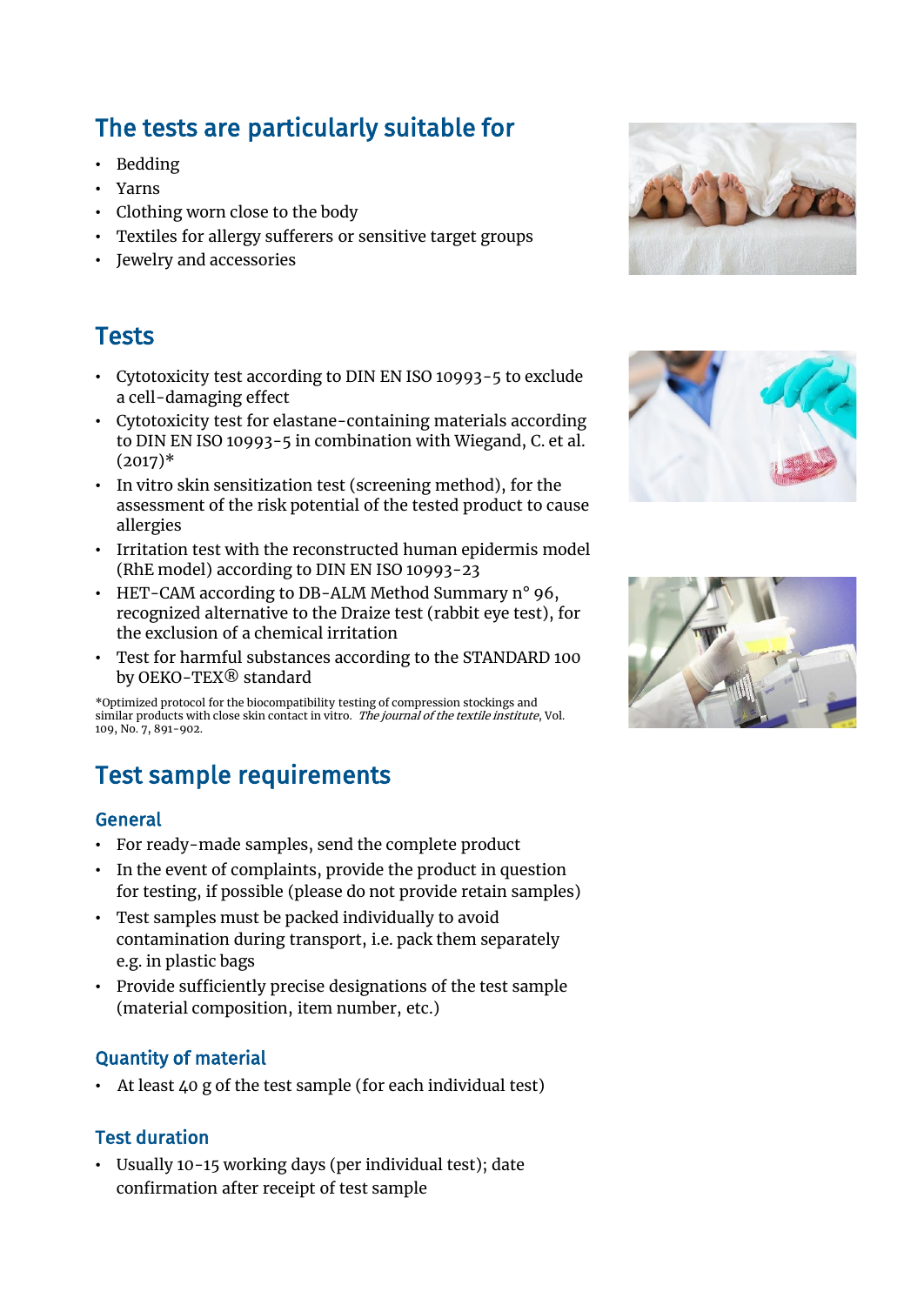## The tests are particularly suitable for

- Bedding
- Yarns
- Clothing worn close to the body
- Textiles for allergy sufferers or sensitive target groups
- Jewelry and accessories

## Tests

- Cytotoxicity test according to DIN EN ISO 10993-5 to exclude a cell-damaging effect
- Cytotoxicity test for elastane-containing materials according to DIN EN ISO 10993-5 in combination with Wiegand, C. et al. (2017)*
- In vitro skin sensitization test (screening method), for the assessment of the risk potential of the tested product to cause allergies
- Irritation test with the reconstructed human epidermis model (RhE model) according to DIN EN ISO 10993-23
- HET-CAM according to DB-ALM Method Summary n° 96, recognized alternative to the Draize test (rabbit eye test), for the exclusion of a chemical irritation
- Test for harmful substances according to the STANDARD 100 by OEKO-TEX® standard

*Optimized protocol for the biocompatibility testing of compression stockings and similar products with close skin contact in vitro. *The journal of the textile institute*, Vol. 109, No. 7, 891-902.

## Test sample requirements

### General

- For ready-made samples, send the complete product
- In the event of complaints, provide the product in question for testing, if possible (please do not provide retain samples)
- Test samples must be packed individually to avoid contamination during transport, i.e. pack them separately e.g. in plastic bags
- Provide sufficiently precise designations of the test sample (material composition, item number, etc.)

### Quantity of material

- At least 40 g of the test sample (for each individual test)

### Test duration

- Usually 10-15 working days (per individual test); date confirmation after receipt of test sample